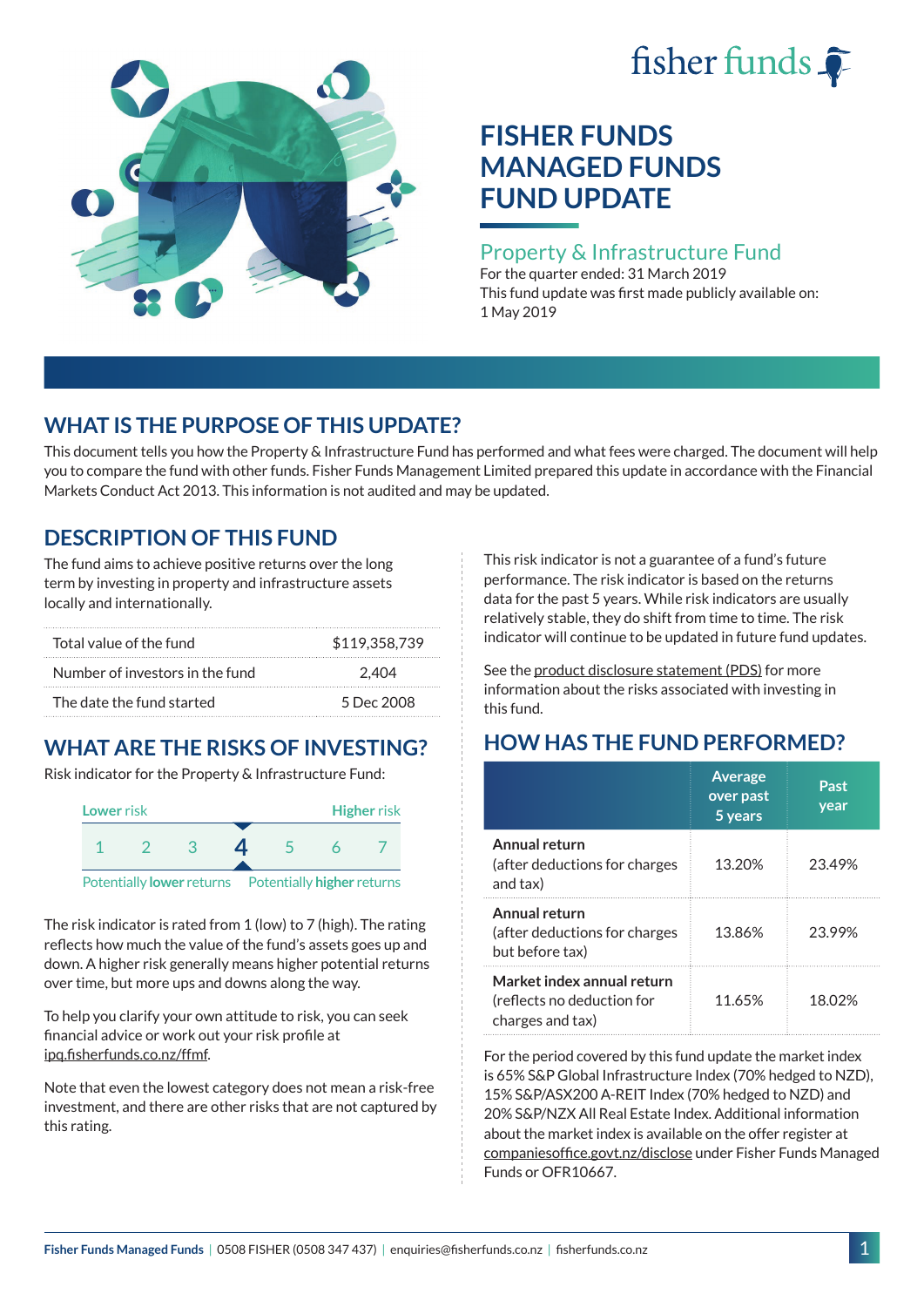# FISHER FUNDS MANAGED FUNDS FUND UPDATE

## Property & Infrastructure Fund

For the quarter ended: 31 March 2019

This fund update was first made publicly available on: 1 May 2019

## WHAT IS THE PURPOSE OF THIS UPDATE?

This document tells you how the Property & Infrastructure Fund has performed and what fees were charged. The document will help you to compare the fund with other funds. Fisher Funds Management Limited prepared this update in accordance with the Financial Markets Conduct Act 2013. This information is not audited and may be updated.

## DESCRIPTION OF THIS FUND

The fund aims to achieve positive returns over the long term by investing in property and infrastructure assets locally and internationally.

| | |
|---|---|
| Total value of the fund | $119,358,739 |
| Number of investors in the fund | 2,404 |
| The date the fund started | 5 Dec 2008 |

## WHAT ARE THE RISKS OF INVESTING?

Risk indicator for the Property & Infrastructure Fund:

| Lower risk | | | | | | Higher risk |
|---|---|---|---|---|---|---|
| 1 | 2 | 3 | **4** | 5 | 6 | 7 |
| Potentially lower returns | | | | | | Potentially higher returns |

The risk indicator is rated from 1 (low) to 7 (high). The rating reflects how much the value of the fund's assets goes up and down. A higher risk generally means higher potential returns over time, but more ups and downs along the way.

To help you clarify your own attitude to risk, you can seek financial advice or work out your risk profile at ipq.fisherfunds.co.nz/ffmf.

Note that even the lowest category does not mean a risk-free investment, and there are other risks that are not captured by this rating.

This risk indicator is not a guarantee of a fund's future performance. The risk indicator is based on the returns data for the past 5 years. While risk indicators are usually relatively stable, they do shift from time to time. The risk indicator will continue to be updated in future fund updates.

See the product disclosure statement (PDS) for more information about the risks associated with investing in this fund.

## HOW HAS THE FUND PERFORMED?

| | Average over past 5 years | Past year |
|---|---|---|
| **Annual return** (after deductions for charges and tax) | 13.20% | 23.49% |
| **Annual return** (after deductions for charges but before tax) | 13.86% | 23.99% |
| **Market index annual return** (reflects no deduction for charges and tax) | 11.65% | 18.02% |

For the period covered by this fund update the market index is 65% S&P Global Infrastructure Index (70% hedged to NZD), 15% S&P/ASX200 A-REIT Index (70% hedged to NZD) and 20% S&P/NZX All Real Estate Index. Additional information about the market index is available on the offer register at companiesoffice.govt.nz/disclose under Fisher Funds Managed Funds or OFR10667.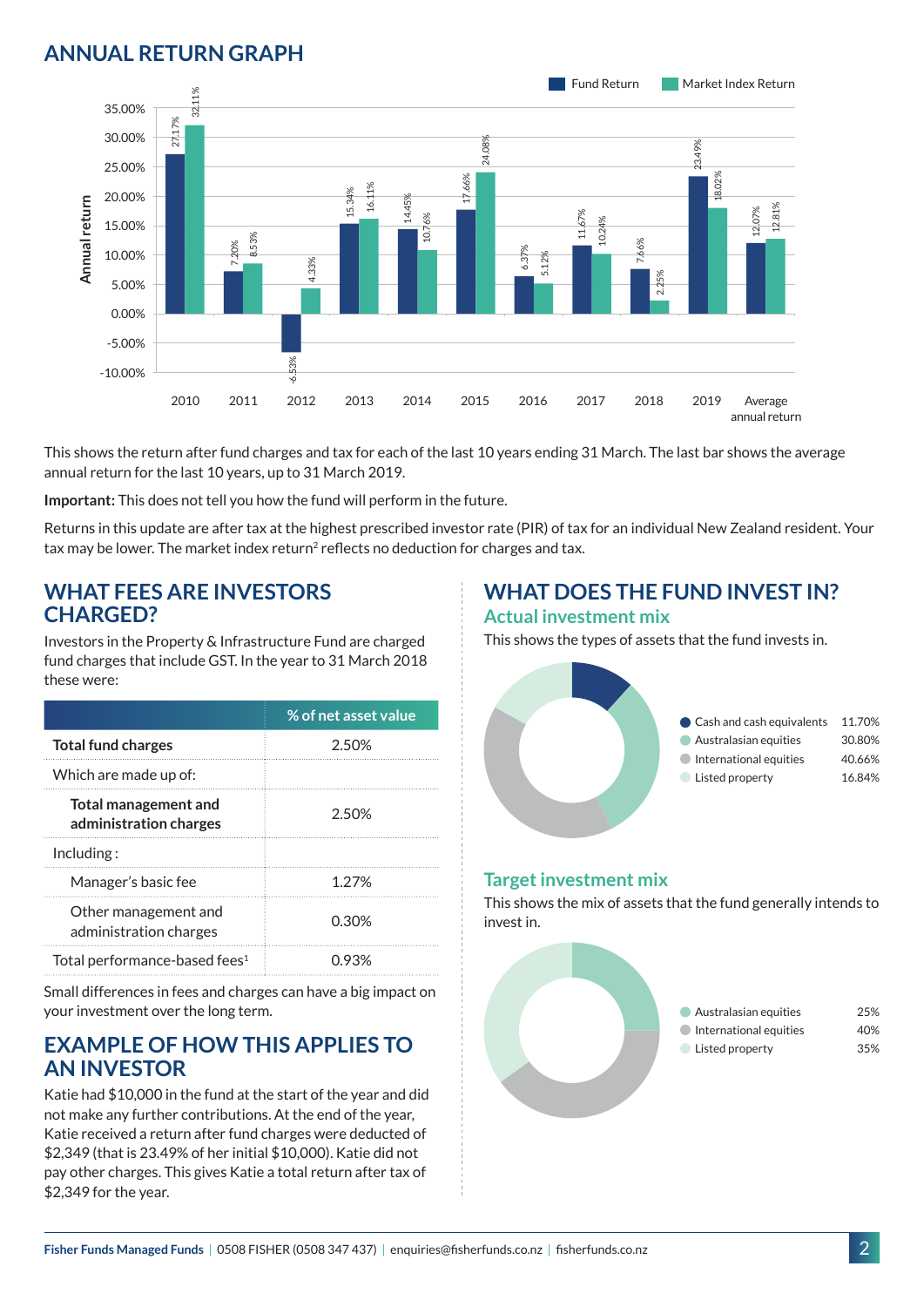## ANNUAL RETURN GRAPH

| Year | Fund Return | Market Index Return |
|---|---|---|
| 2010 | 27.17% | 32.11% |
| 2011 | 7.20% | 8.53% |
| 2012 | -6.53% | 4.33% |
| 2013 | 15.34% | 16.11% |
| 2014 | 14.45% | 10.76% |
| 2015 | 17.66% | 24.08% |
| 2016 | 6.37% | 5.12% |
| 2017 | 11.67% | 10.24% |
| 2018 | 7.66% | 2.25% |
| 2019 | 23.49% | 18.02% |
| Average annual return | 12.07% | 12.81% |

This shows the return after fund charges and tax for each of the last 10 years ending 31 March. The last bar shows the average annual return for the last 10 years, up to 31 March 2019.

**Important:** This does not tell you how the fund will perform in the future.

Returns in this update are after tax at the highest prescribed investor rate (PIR) of tax for an individual New Zealand resident. Your tax may be lower. The market index return[2] reflects no deduction for charges and tax.

## WHAT FEES ARE INVESTORS CHARGED?

Investors in the Property & Infrastructure Fund are charged fund charges that include GST. In the year to 31 March 2018 these were:

| | % of net asset value |
|---|---|
| **Total fund charges** | 2.50% |
| Which are made up of: | |
| **Total management and administration charges** | 2.50% |
| Including : | |
| Manager's basic fee | 1.27% |
| Other management and administration charges | 0.30% |
| Total performance-based fees[1] | 0.93% |

Small differences in fees and charges can have a big impact on your investment over the long term.

## EXAMPLE OF HOW THIS APPLIES TO AN INVESTOR

Katie had $10,000 in the fund at the start of the year and did not make any further contributions. At the end of the year, Katie received a return after fund charges were deducted of $2,349 (that is 23.49% of her initial $10,000). Katie did not pay other charges. This gives Katie a total return after tax of $2,349 for the year.

## WHAT DOES THE FUND INVEST IN?

### Actual investment mix

This shows the types of assets that the fund invests in.

| Asset | % |
|---|---|
| Cash and cash equivalents | 11.70% |
| Australasian equities | 30.80% |
| International equities | 40.66% |
| Listed property | 16.84% |

### Target investment mix

This shows the mix of assets that the fund generally intends to invest in.

| Asset | % |
|---|---|
| Australasian equities | 25% |
| International equities | 40% |
| Listed property | 35% |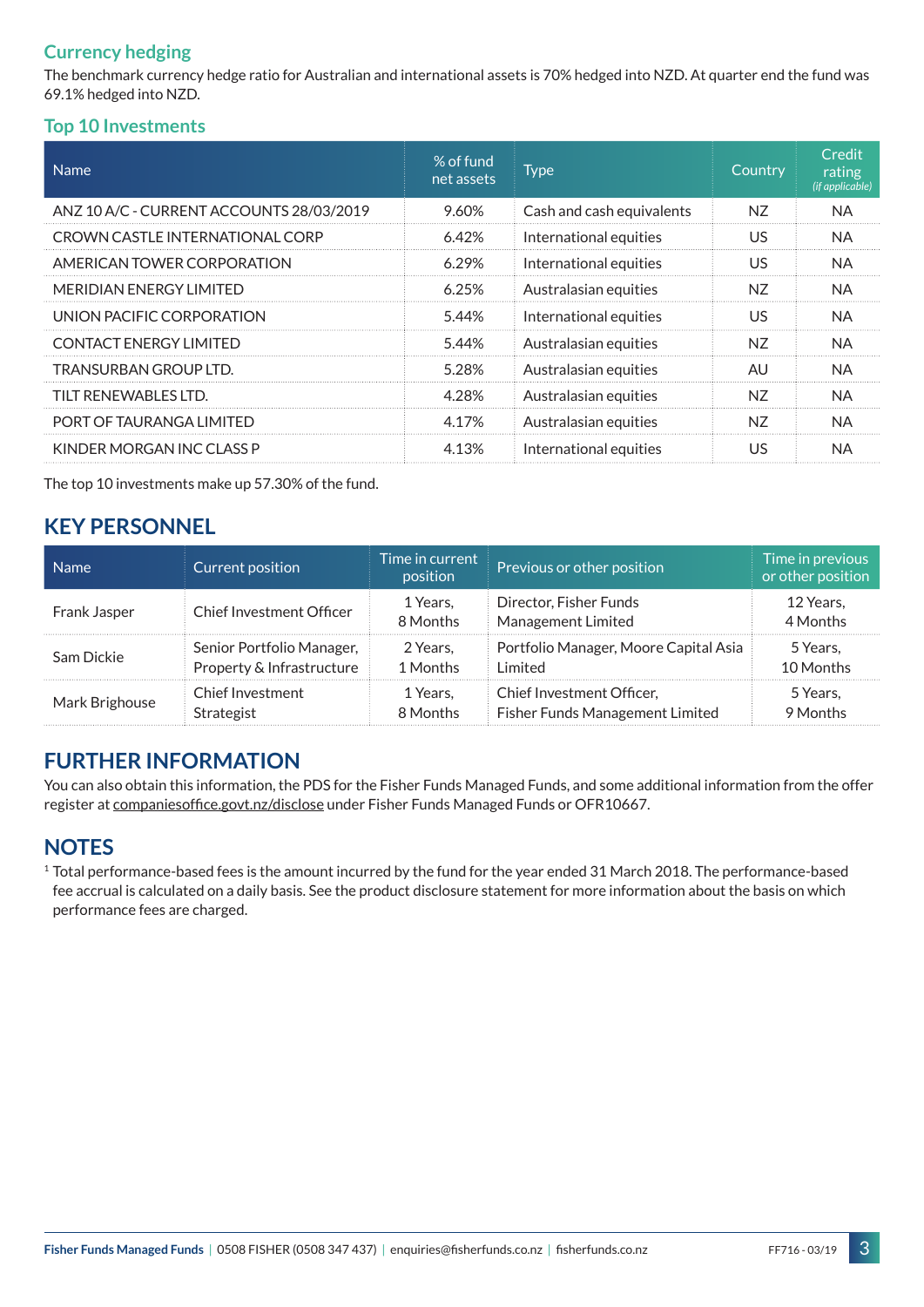## Currency hedging

The benchmark currency hedge ratio for Australian and international assets is 70% hedged into NZD. At quarter end the fund was 69.1% hedged into NZD.

## Top 10 Investments

| Name | % of fund net assets | Type | Country | Credit rating *(if applicable)* |
|---|---|---|---|---|
| ANZ 10 A/C - CURRENT ACCOUNTS 28/03/2019 | 9.60% | Cash and cash equivalents | NZ | NA |
| CROWN CASTLE INTERNATIONAL CORP | 6.42% | International equities | US | NA |
| AMERICAN TOWER CORPORATION | 6.29% | International equities | US | NA |
| MERIDIAN ENERGY LIMITED | 6.25% | Australasian equities | NZ | NA |
| UNION PACIFIC CORPORATION | 5.44% | International equities | US | NA |
| CONTACT ENERGY LIMITED | 5.44% | Australasian equities | NZ | NA |
| TRANSURBAN GROUP LTD. | 5.28% | Australasian equities | AU | NA |
| TILT RENEWABLES LTD. | 4.28% | Australasian equities | NZ | NA |
| PORT OF TAURANGA LIMITED | 4.17% | Australasian equities | NZ | NA |
| KINDER MORGAN INC CLASS P | 4.13% | International equities | US | NA |

The top 10 investments make up 57.30% of the fund.

## KEY PERSONNEL

| Name | Current position | Time in current position | Previous or other position | Time in previous or other position |
|---|---|---|---|---|
| Frank Jasper | Chief Investment Officer | 1 Years, 8 Months | Director, Fisher Funds Management Limited | 12 Years, 4 Months |
| Sam Dickie | Senior Portfolio Manager, Property & Infrastructure | 2 Years, 1 Months | Portfolio Manager, Moore Capital Asia Limited | 5 Years, 10 Months |
| Mark Brighouse | Chief Investment Strategist | 1 Years, 8 Months | Chief Investment Officer, Fisher Funds Management Limited | 5 Years, 9 Months |

## FURTHER INFORMATION

You can also obtain this information, the PDS for the Fisher Funds Managed Funds, and some additional information from the offer register at companiesoffice.govt.nz/disclose under Fisher Funds Managed Funds or OFR10667.

## NOTES

[1] Total performance-based fees is the amount incurred by the fund for the year ended 31 March 2018. The performance-based fee accrual is calculated on a daily basis. See the product disclosure statement for more information about the basis on which performance fees are charged.